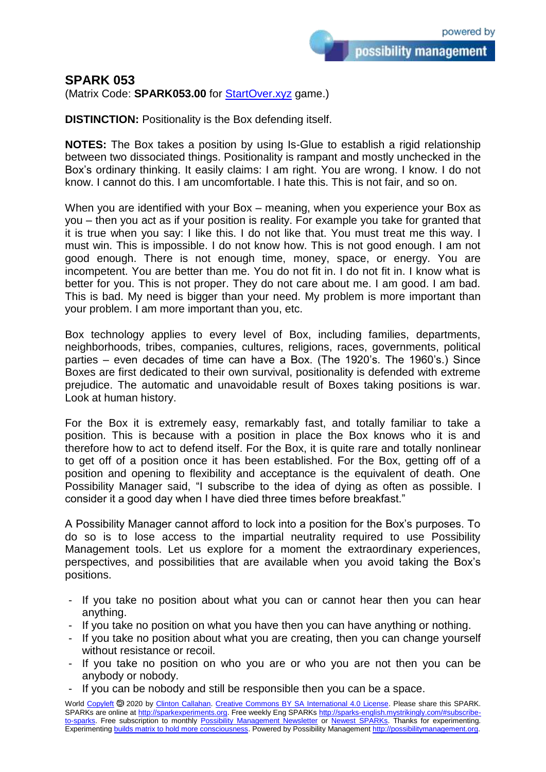## SPARK 053

(Matrix Code: **SPARK053.00** for StartOver.xyz game.)

**DISTINCTION:** Positionality is the Box defending itself.

**NOTES:** The Box takes a position by using Is-Glue to establish a rigid relationship between two dissociated things. Positionality is rampant and mostly unchecked in the Box's ordinary thinking. It easily claims: I am right. You are wrong. I know. I do not know. I cannot do this. I am uncomfortable. I hate this. This is not fair, and so on.

When you are identified with your Box – meaning, when you experience your Box as you – then you act as if your position is reality. For example you take for granted that it is true when you say: I like this. I do not like that. You must treat me this way. I must win. This is impossible. I do not know how. This is not good enough. I am not good enough. There is not enough time, money, space, or energy. You are incompetent. You are better than me. You do not fit in. I do not fit in. I know what is better for you. This is not proper. They do not care about me. I am good. I am bad. This is bad. My need is bigger than your need. My problem is more important than your problem. I am more important than you, etc.

Box technology applies to every level of Box, including families, departments, neighborhoods, tribes, companies, cultures, religions, races, governments, political parties – even decades of time can have a Box. (The 1920's. The 1960's.) Since Boxes are first dedicated to their own survival, positionality is defended with extreme prejudice. The automatic and unavoidable result of Boxes taking positions is war. Look at human history.

For the Box it is extremely easy, remarkably fast, and totally familiar to take a position. This is because with a position in place the Box knows who it is and therefore how to act to defend itself. For the Box, it is quite rare and totally nonlinear to get off of a position once it has been established. For the Box, getting off of a position and opening to flexibility and acceptance is the equivalent of death. One Possibility Manager said, "I subscribe to the idea of dying as often as possible. I consider it a good day when I have died three times before breakfast."

A Possibility Manager cannot afford to lock into a position for the Box's purposes. To do so is to lose access to the impartial neutrality required to use Possibility Management tools. Let us explore for a moment the extraordinary experiences, perspectives, and possibilities that are available when you avoid taking the Box's positions.

- If you take no position about what you can or cannot hear then you can hear anything.
- If you take no position on what you have then you can have anything or nothing.
- If you take no position about what you are creating, then you can change yourself without resistance or recoil.
- If you take no position on who you are or who you are not then you can be anybody or nobody.
- If you can be nobody and still be responsible then you can be a space.

World Copyleft 🄯 2020 by Clinton Callahan. Creative Commons BY SA International 4.0 License. Please share this SPARK. SPARKs are online at http://sparkexperiments.org. Free weekly Eng SPARKs http://sparks-english.mystrikingly.com/#subscribe-to-sparks. Free subscription to monthly Possibility Management Newsletter or Newest SPARKs. Thanks for experimenting. Experimenting builds matrix to hold more consciousness. Powered by Possibility Management http://possibilitymanagement.org.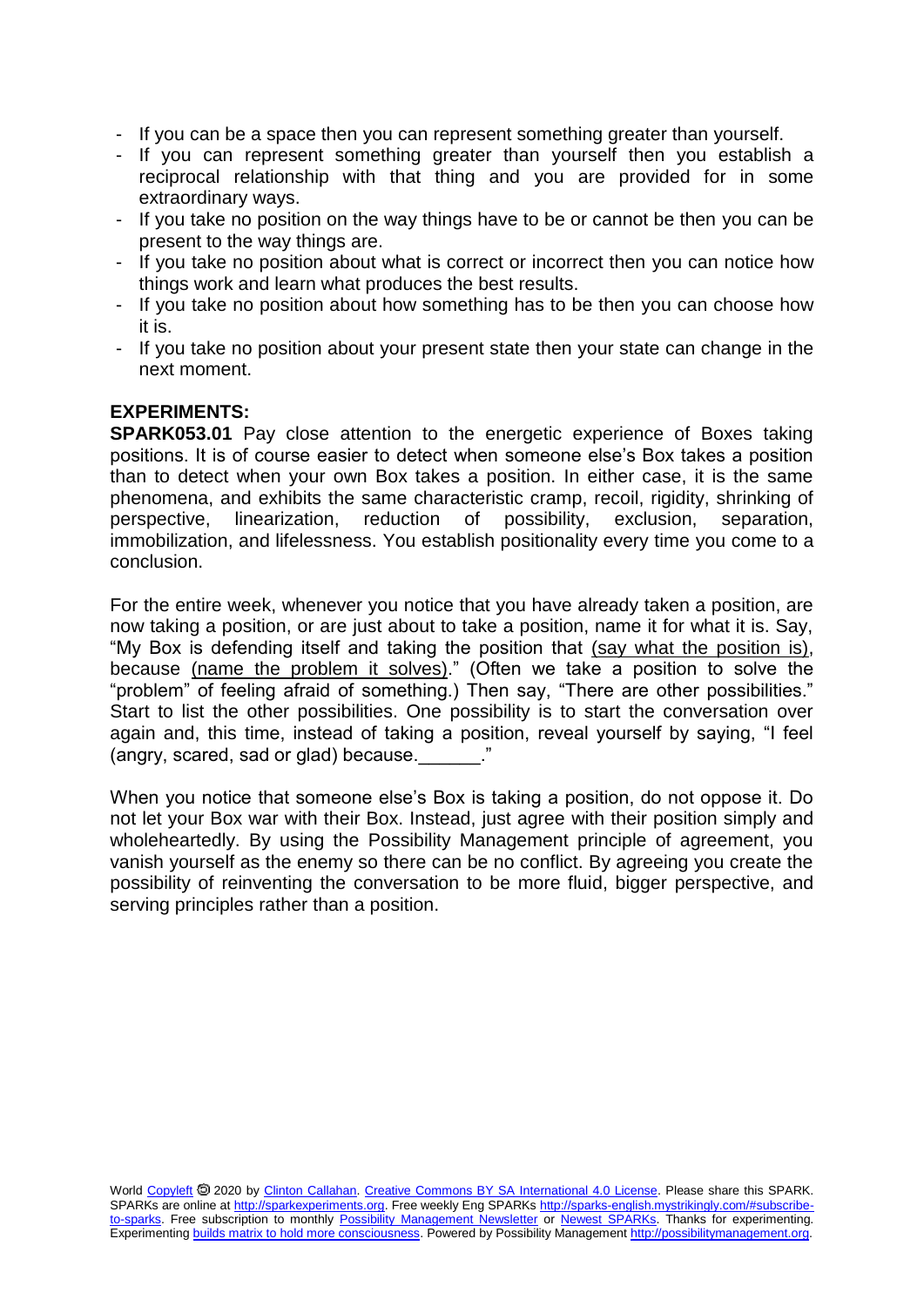- If you can be a space then you can represent something greater than yourself.
- If you can represent something greater than yourself then you establish a reciprocal relationship with that thing and you are provided for in some extraordinary ways.
- If you take no position on the way things have to be or cannot be then you can be present to the way things are.
- If you take no position about what is correct or incorrect then you can notice how things work and learn what produces the best results.
- If you take no position about how something has to be then you can choose how it is.
- If you take no position about your present state then your state can change in the next moment.

**EXPERIMENTS:**

**SPARK053.01** Pay close attention to the energetic experience of Boxes taking positions. It is of course easier to detect when someone else's Box takes a position than to detect when your own Box takes a position. In either case, it is the same phenomena, and exhibits the same characteristic cramp, recoil, rigidity, shrinking of perspective, linearization, reduction of possibility, exclusion, separation, immobilization, and lifelessness. You establish positionality every time you come to a conclusion.

For the entire week, whenever you notice that you have already taken a position, are now taking a position, or are just about to take a position, name it for what it is. Say, "My Box is defending itself and taking the position that (say what the position is), because (name the problem it solves)." (Often we take a position to solve the "problem" of feeling afraid of something.) Then say, "There are other possibilities." Start to list the other possibilities. One possibility is to start the conversation over again and, this time, instead of taking a position, reveal yourself by saying, "I feel (angry, scared, sad or glad) because.______."

When you notice that someone else's Box is taking a position, do not oppose it. Do not let your Box war with their Box. Instead, just agree with their position simply and wholeheartedly. By using the Possibility Management principle of agreement, you vanish yourself as the enemy so there can be no conflict. By agreeing you create the possibility of reinventing the conversation to be more fluid, bigger perspective, and serving principles rather than a position.

World Copyleft 🄯 2020 by Clinton Callahan. Creative Commons BY SA International 4.0 License. Please share this SPARK. SPARKs are online at http://sparkexperiments.org. Free weekly Eng SPARKs http://sparks-english.mystrikingly.com/#subscribe-to-sparks. Free subscription to monthly Possibility Management Newsletter or Newest SPARKs. Thanks for experimenting. Experimenting builds matrix to hold more consciousness. Powered by Possibility Management http://possibilitymanagement.org.